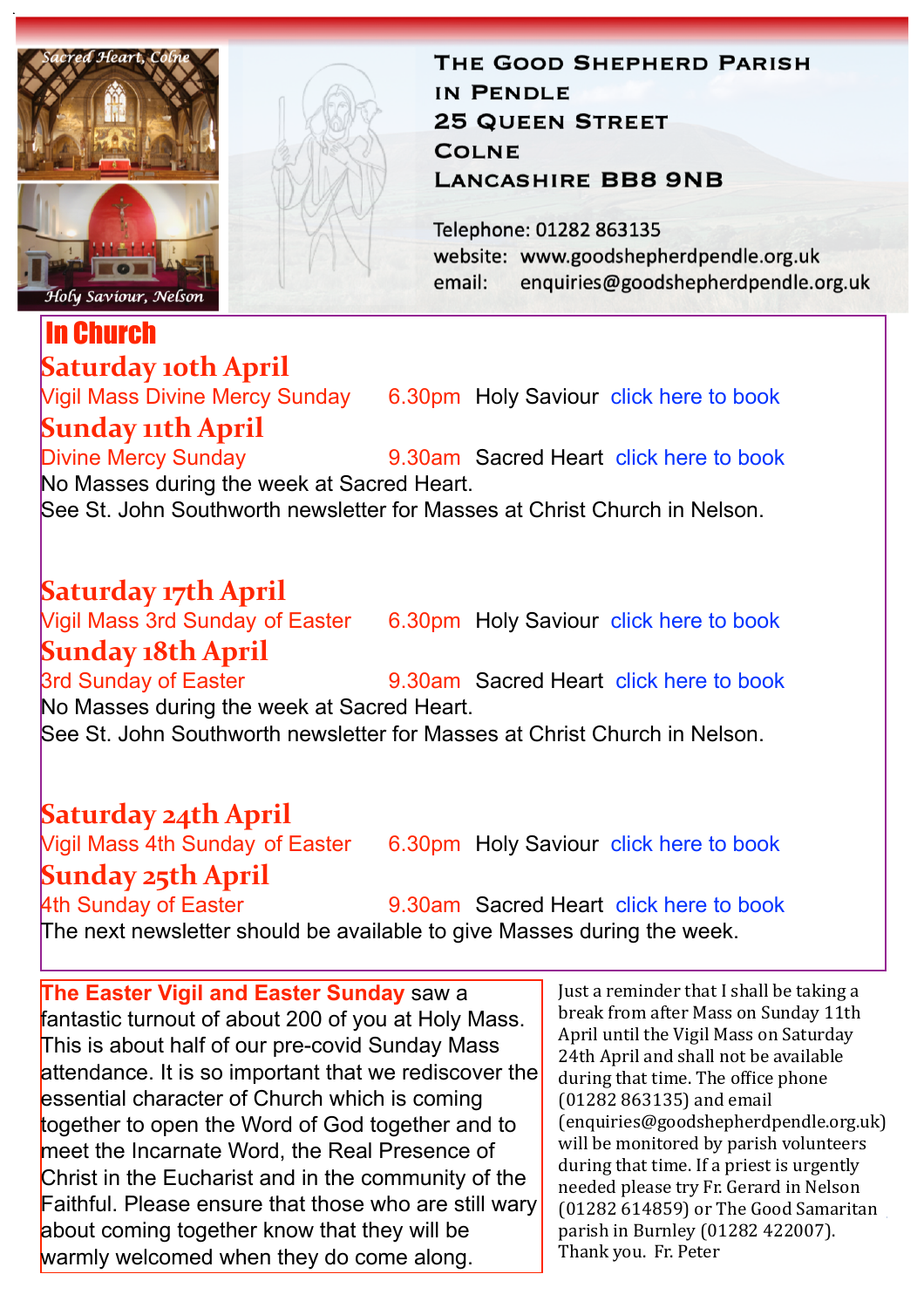Sacred Heart, Colne

Holy Saviour, Nelson

# The Good Shepherd Parish in Pendle

25 Queen Street
Colne
Lancashire BB8 9NB

Telephone: 01282 863135
website: www.goodshepherdpendle.org.uk
email: enquiries@goodshepherdpendle.org.uk

## In Church

### Saturday 10th April

Vigil Mass Divine Mercy Sunday 6.30pm Holy Saviour click here to book

### Sunday 11th April

Divine Mercy Sunday 9.30am Sacred Heart click here to book

No Masses during the week at Sacred Heart.
See St. John Southworth newsletter for Masses at Christ Church in Nelson.

### Saturday 17th April

Vigil Mass 3rd Sunday of Easter 6.30pm Holy Saviour click here to book

### Sunday 18th April

3rd Sunday of Easter 9.30am Sacred Heart click here to book

No Masses during the week at Sacred Heart.
See St. John Southworth newsletter for Masses at Christ Church in Nelson.

### Saturday 24th April

Vigil Mass 4th Sunday of Easter 6.30pm Holy Saviour click here to book

### Sunday 25th April

4th Sunday of Easter 9.30am Sacred Heart click here to book

The next newsletter should be available to give Masses during the week.

**The Easter Vigil and Easter Sunday** saw a fantastic turnout of about 200 of you at Holy Mass. This is about half of our pre-covid Sunday Mass attendance. It is so important that we rediscover the essential character of Church which is coming together to open the Word of God together and to meet the Incarnate Word, the Real Presence of Christ in the Eucharist and in the community of the Faithful. Please ensure that those who are still wary about coming together know that they will be warmly welcomed when they do come along.

Just a reminder that I shall be taking a break from after Mass on Sunday 11th April until the Vigil Mass on Saturday 24th April and shall not be available during that time. The office phone (01282 863135) and email (enquiries@goodshepherdpendle.org.uk) will be monitored by parish volunteers during that time. If a priest is urgently needed please try Fr. Gerard in Nelson (01282 614859) or The Good Samaritan parish in Burnley (01282 422007). Thank you. Fr. Peter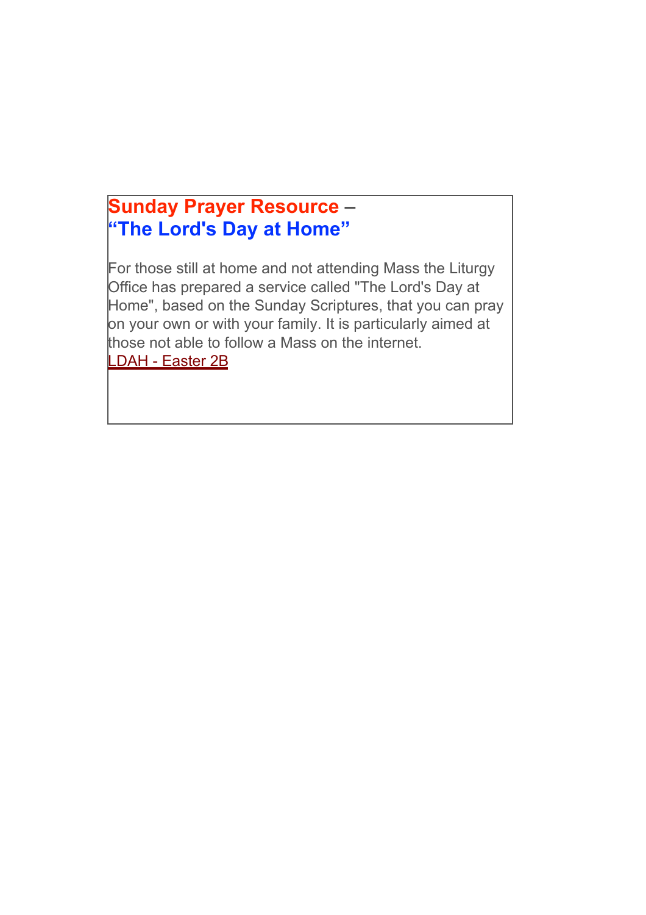## Sunday Prayer Resource – “The Lord's Day at Home”

For those still at home and not attending Mass the Liturgy Office has prepared a service called "The Lord's Day at Home", based on the Sunday Scriptures, that you can pray on your own or with your family. It is particularly aimed at those not able to follow a Mass on the internet.
LDAH - Easter 2B